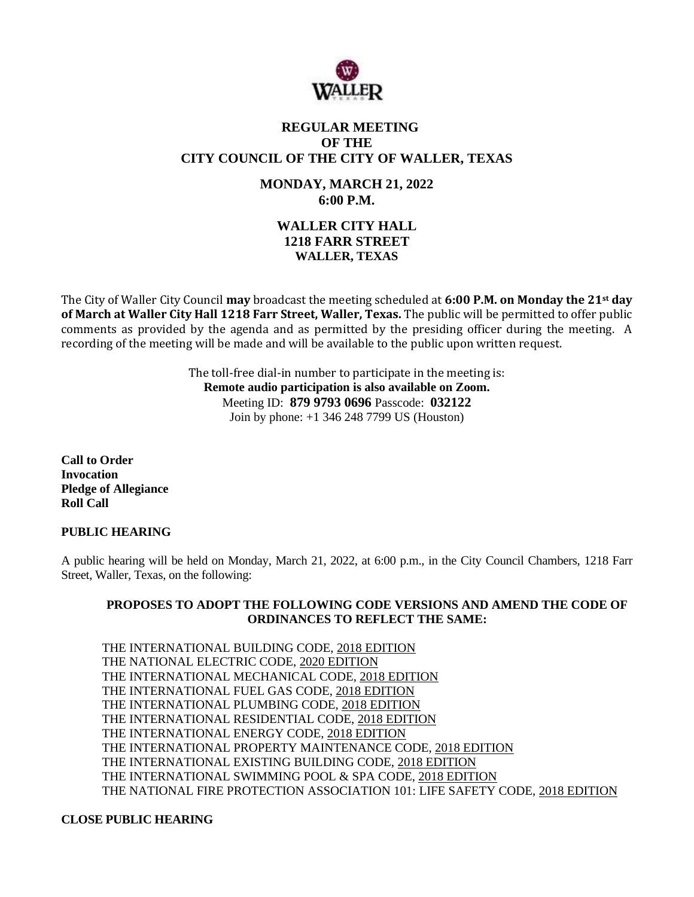# REGULAR MEETING
# OF THE
# CITY COUNCIL OF THE CITY OF WALLER, TEXAS

## MONDAY, MARCH 21, 2022
## 6:00 P.M.

### WALLER CITY HALL
### 1218 FARR STREET
### WALLER, TEXAS

The City of Waller City Council **may** broadcast the meeting scheduled at **6:00 P.M. on Monday the 21st day of March at Waller City Hall 1218 Farr Street, Waller, Texas.** The public will be permitted to offer public comments as provided by the agenda and as permitted by the presiding officer during the meeting. A recording of the meeting will be made and will be available to the public upon written request.

The toll-free dial-in number to participate in the meeting is:
**Remote audio participation is also available on Zoom.**
Meeting ID: **879 9793 0696** Passcode: **032122**
Join by phone: +1 346 248 7799 US (Houston)

**Call to Order**
**Invocation**
**Pledge of Allegiance**
**Roll Call**

**PUBLIC HEARING**

A public hearing will be held on Monday, March 21, 2022, at 6:00 p.m., in the City Council Chambers, 1218 Farr Street, Waller, Texas, on the following:

**PROPOSES TO ADOPT THE FOLLOWING CODE VERSIONS AND AMEND THE CODE OF ORDINANCES TO REFLECT THE SAME:**

THE INTERNATIONAL BUILDING CODE, 2018 EDITION
THE NATIONAL ELECTRIC CODE, 2020 EDITION
THE INTERNATIONAL MECHANICAL CODE, 2018 EDITION
THE INTERNATIONAL FUEL GAS CODE, 2018 EDITION
THE INTERNATIONAL PLUMBING CODE, 2018 EDITION
THE INTERNATIONAL RESIDENTIAL CODE, 2018 EDITION
THE INTERNATIONAL ENERGY CODE, 2018 EDITION
THE INTERNATIONAL PROPERTY MAINTENANCE CODE, 2018 EDITION
THE INTERNATIONAL EXISTING BUILDING CODE, 2018 EDITION
THE INTERNATIONAL SWIMMING POOL & SPA CODE, 2018 EDITION
THE NATIONAL FIRE PROTECTION ASSOCIATION 101: LIFE SAFETY CODE, 2018 EDITION

**CLOSE PUBLIC HEARING**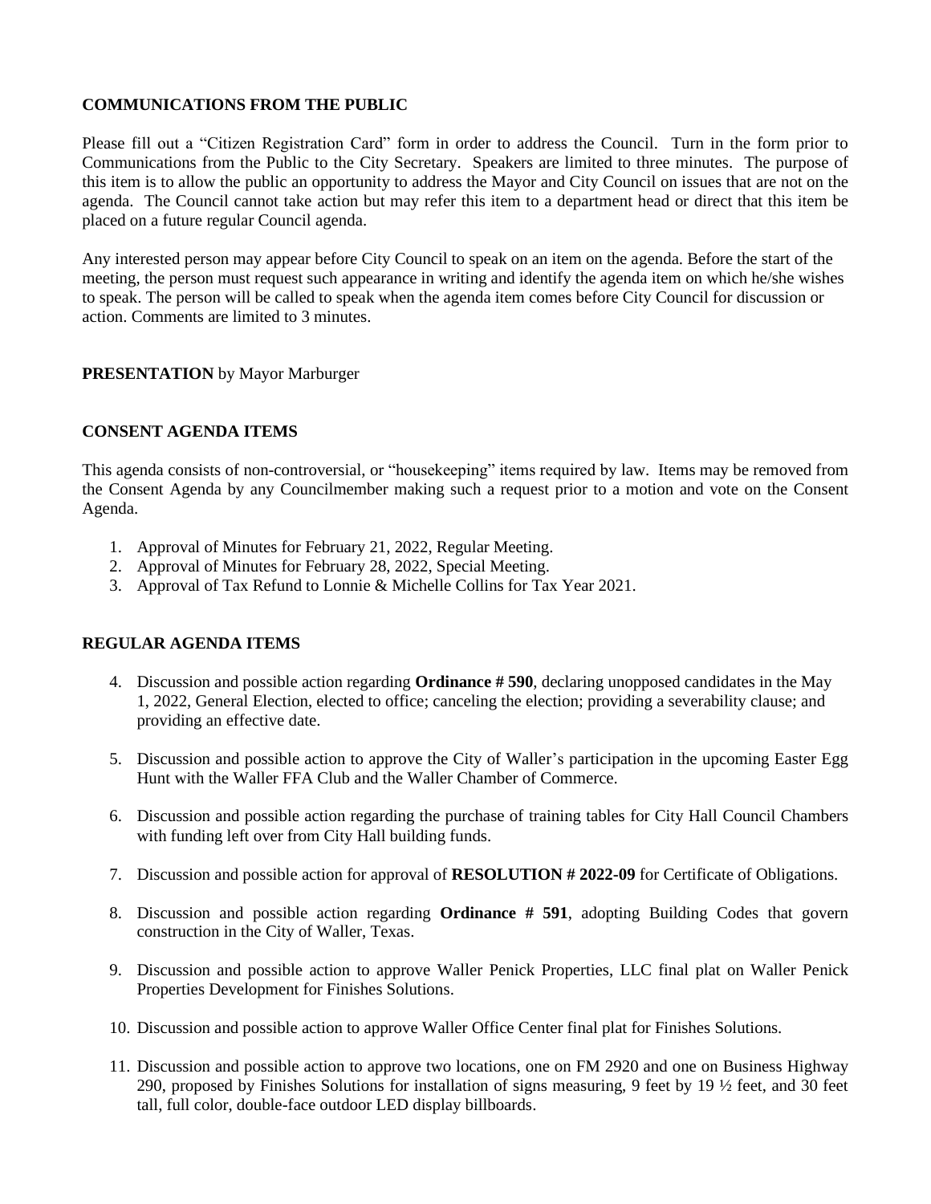**COMMUNICATIONS FROM THE PUBLIC**

Please fill out a "Citizen Registration Card" form in order to address the Council. Turn in the form prior to Communications from the Public to the City Secretary. Speakers are limited to three minutes. The purpose of this item is to allow the public an opportunity to address the Mayor and City Council on issues that are not on the agenda. The Council cannot take action but may refer this item to a department head or direct that this item be placed on a future regular Council agenda.

Any interested person may appear before City Council to speak on an item on the agenda. Before the start of the meeting, the person must request such appearance in writing and identify the agenda item on which he/she wishes to speak. The person will be called to speak when the agenda item comes before City Council for discussion or action. Comments are limited to 3 minutes.

**PRESENTATION** by Mayor Marburger

**CONSENT AGENDA ITEMS**

This agenda consists of non-controversial, or "housekeeping" items required by law. Items may be removed from the Consent Agenda by any Councilmember making such a request prior to a motion and vote on the Consent Agenda.

1. Approval of Minutes for February 21, 2022, Regular Meeting.
2. Approval of Minutes for February 28, 2022, Special Meeting.
3. Approval of Tax Refund to Lonnie & Michelle Collins for Tax Year 2021.

**REGULAR AGENDA ITEMS**

4. Discussion and possible action regarding **Ordinance # 590**, declaring unopposed candidates in the May 1, 2022, General Election, elected to office; canceling the election; providing a severability clause; and providing an effective date.
5. Discussion and possible action to approve the City of Waller's participation in the upcoming Easter Egg Hunt with the Waller FFA Club and the Waller Chamber of Commerce.
6. Discussion and possible action regarding the purchase of training tables for City Hall Council Chambers with funding left over from City Hall building funds.
7. Discussion and possible action for approval of **RESOLUTION # 2022-09** for Certificate of Obligations.
8. Discussion and possible action regarding **Ordinance # 591**, adopting Building Codes that govern construction in the City of Waller, Texas.
9. Discussion and possible action to approve Waller Penick Properties, LLC final plat on Waller Penick Properties Development for Finishes Solutions.
10. Discussion and possible action to approve Waller Office Center final plat for Finishes Solutions.
11. Discussion and possible action to approve two locations, one on FM 2920 and one on Business Highway 290, proposed by Finishes Solutions for installation of signs measuring, 9 feet by 19 ½ feet, and 30 feet tall, full color, double-face outdoor LED display billboards.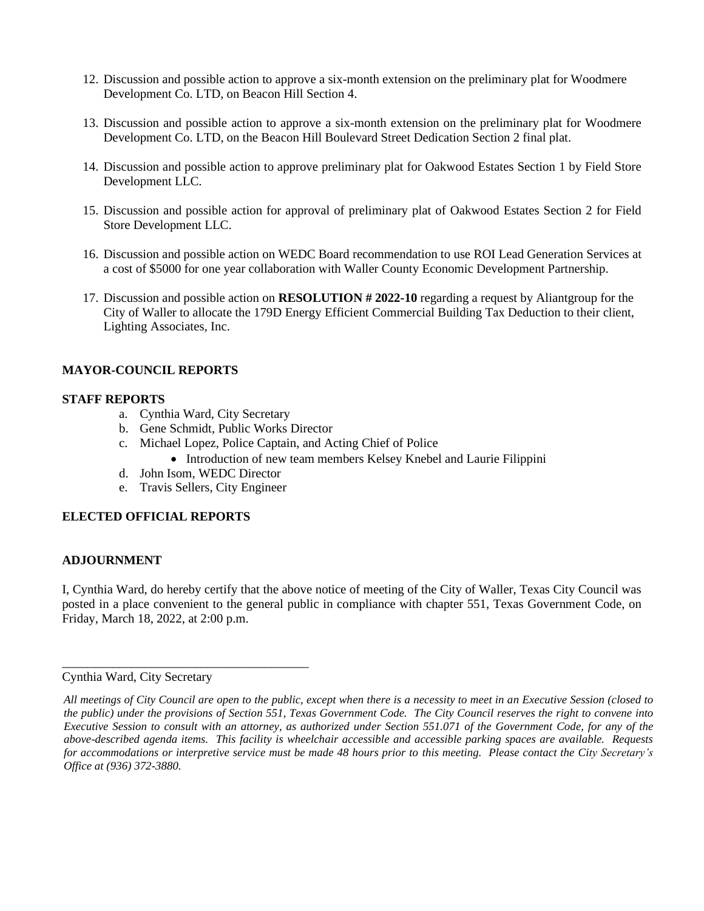12. Discussion and possible action to approve a six-month extension on the preliminary plat for Woodmere Development Co. LTD, on Beacon Hill Section 4.

13. Discussion and possible action to approve a six-month extension on the preliminary plat for Woodmere Development Co. LTD, on the Beacon Hill Boulevard Street Dedication Section 2 final plat.

14. Discussion and possible action to approve preliminary plat for Oakwood Estates Section 1 by Field Store Development LLC.

15. Discussion and possible action for approval of preliminary plat of Oakwood Estates Section 2 for Field Store Development LLC.

16. Discussion and possible action on WEDC Board recommendation to use ROI Lead Generation Services at a cost of $5000 for one year collaboration with Waller County Economic Development Partnership.

17. Discussion and possible action on **RESOLUTION # 2022-10** regarding a request by Aliantgroup for the City of Waller to allocate the 179D Energy Efficient Commercial Building Tax Deduction to their client, Lighting Associates, Inc.

**MAYOR-COUNCIL REPORTS**

**STAFF REPORTS**

a. Cynthia Ward, City Secretary
b. Gene Schmidt, Public Works Director
c. Michael Lopez, Police Captain, and Acting Chief of Police
    - Introduction of new team members Kelsey Knebel and Laurie Filippini
d. John Isom, WEDC Director
e. Travis Sellers, City Engineer

**ELECTED OFFICIAL REPORTS**

**ADJOURNMENT**

I, Cynthia Ward, do hereby certify that the above notice of meeting of the City of Waller, Texas City Council was posted in a place convenient to the general public in compliance with chapter 551, Texas Government Code, on Friday, March 18, 2022, at 2:00 p.m.

\_\_\_\_\_\_\_\_\_\_\_\_\_\_\_\_\_\_\_\_\_\_\_\_\_\_\_\_\_\_\_\_\_\_\_\_\_\_\_\_

Cynthia Ward, City Secretary

*All meetings of City Council are open to the public, except when there is a necessity to meet in an Executive Session (closed to the public) under the provisions of Section 551, Texas Government Code. The City Council reserves the right to convene into Executive Session to consult with an attorney, as authorized under Section 551.071 of the Government Code, for any of the above-described agenda items. This facility is wheelchair accessible and accessible parking spaces are available. Requests for accommodations or interpretive service must be made 48 hours prior to this meeting. Please contact the City Secretary's Office at (936) 372-3880.*